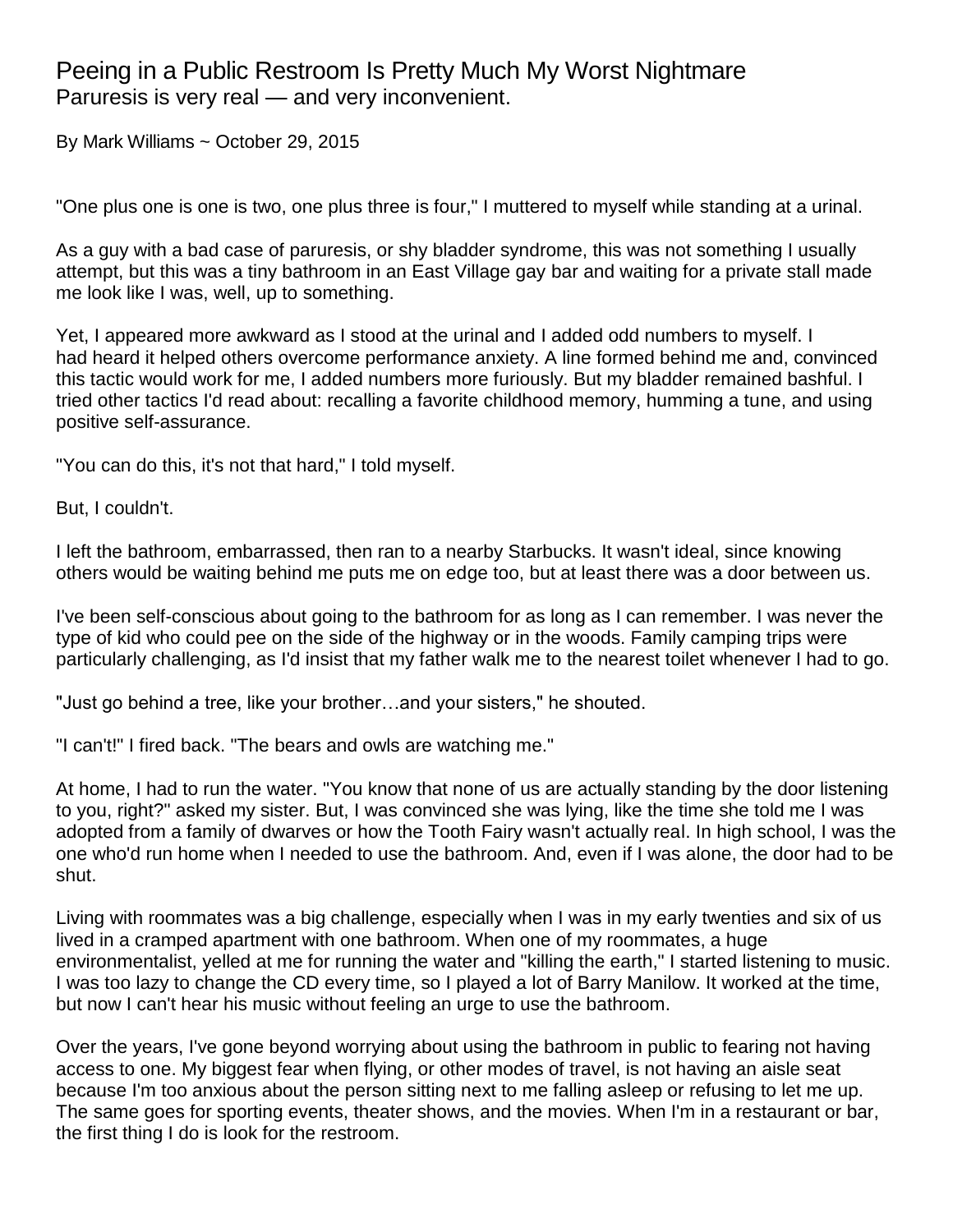# Peeing in a Public Restroom Is Pretty Much My Worst Nightmare

## Paruresis is very real — and very inconvenient.

By Mark Williams ~ October 29, 2015

"One plus one is one is two, one plus three is four," I muttered to myself while standing at a urinal.

As a guy with a bad case of paruresis, or shy bladder syndrome, this was not something I usually attempt, but this was a tiny bathroom in an East Village gay bar and waiting for a private stall made me look like I was, well, up to something.

Yet, I appeared more awkward as I stood at the urinal and I added odd numbers to myself. I had heard it helped others overcome performance anxiety. A line formed behind me and, convinced this tactic would work for me, I added numbers more furiously. But my bladder remained bashful. I tried other tactics I'd read about: recalling a favorite childhood memory, humming a tune, and using positive self-assurance.

"You can do this, it's not that hard," I told myself.

But, I couldn't.

I left the bathroom, embarrassed, then ran to a nearby Starbucks. It wasn't ideal, since knowing others would be waiting behind me puts me on edge too, but at least there was a door between us.

I've been self-conscious about going to the bathroom for as long as I can remember. I was never the type of kid who could pee on the side of the highway or in the woods. Family camping trips were particularly challenging, as I'd insist that my father walk me to the nearest toilet whenever I had to go.

"Just go behind a tree, like your brother…and your sisters," he shouted.

"I can't!" I fired back. "The bears and owls are watching me."

At home, I had to run the water. "You know that none of us are actually standing by the door listening to you, right?" asked my sister. But, I was convinced she was lying, like the time she told me I was adopted from a family of dwarves or how the Tooth Fairy wasn't actually real. In high school, I was the one who'd run home when I needed to use the bathroom. And, even if I was alone, the door had to be shut.

Living with roommates was a big challenge, especially when I was in my early twenties and six of us lived in a cramped apartment with one bathroom. When one of my roommates, a huge environmentalist, yelled at me for running the water and "killing the earth," I started listening to music. I was too lazy to change the CD every time, so I played a lot of Barry Manilow. It worked at the time, but now I can't hear his music without feeling an urge to use the bathroom.

Over the years, I've gone beyond worrying about using the bathroom in public to fearing not having access to one. My biggest fear when flying, or other modes of travel, is not having an aisle seat because I'm too anxious about the person sitting next to me falling asleep or refusing to let me up. The same goes for sporting events, theater shows, and the movies. When I'm in a restaurant or bar, the first thing I do is look for the restroom.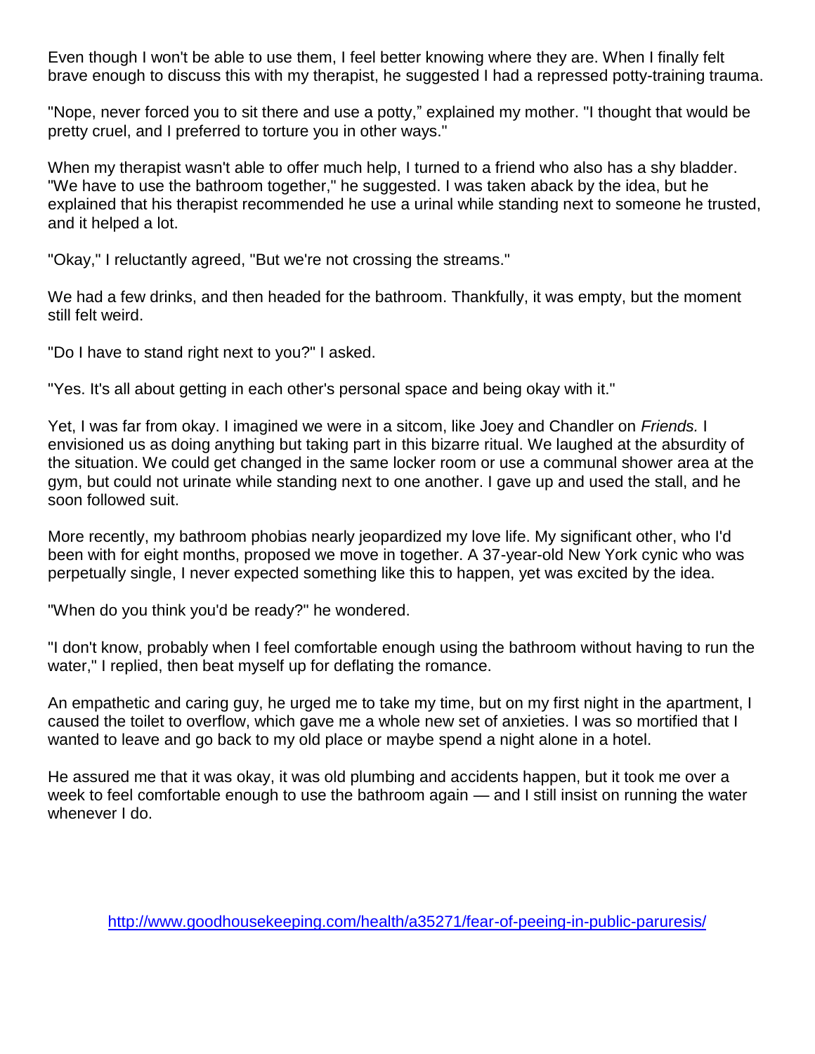Even though I won't be able to use them, I feel better knowing where they are. When I finally felt brave enough to discuss this with my therapist, he suggested I had a repressed potty-training trauma.

"Nope, never forced you to sit there and use a potty," explained my mother. "I thought that would be pretty cruel, and I preferred to torture you in other ways."

When my therapist wasn't able to offer much help, I turned to a friend who also has a shy bladder. "We have to use the bathroom together," he suggested. I was taken aback by the idea, but he explained that his therapist recommended he use a urinal while standing next to someone he trusted, and it helped a lot.

"Okay," I reluctantly agreed, "But we're not crossing the streams."

We had a few drinks, and then headed for the bathroom. Thankfully, it was empty, but the moment still felt weird.

"Do I have to stand right next to you?" I asked.

"Yes. It's all about getting in each other's personal space and being okay with it."

Yet, I was far from okay. I imagined we were in a sitcom, like Joey and Chandler on *Friends.* I envisioned us as doing anything but taking part in this bizarre ritual. We laughed at the absurdity of the situation. We could get changed in the same locker room or use a communal shower area at the gym, but could not urinate while standing next to one another. I gave up and used the stall, and he soon followed suit.

More recently, my bathroom phobias nearly jeopardized my love life. My significant other, who I'd been with for eight months, proposed we move in together. A 37-year-old New York cynic who was perpetually single, I never expected something like this to happen, yet was excited by the idea.

"When do you think you'd be ready?" he wondered.

"I don't know, probably when I feel comfortable enough using the bathroom without having to run the water," I replied, then beat myself up for deflating the romance.

An empathetic and caring guy, he urged me to take my time, but on my first night in the apartment, I caused the toilet to overflow, which gave me a whole new set of anxieties. I was so mortified that I wanted to leave and go back to my old place or maybe spend a night alone in a hotel.

He assured me that it was okay, it was old plumbing and accidents happen, but it took me over a week to feel comfortable enough to use the bathroom again — and I still insist on running the water whenever I do.

http://www.goodhousekeeping.com/health/a35271/fear-of-peeing-in-public-paruresis/